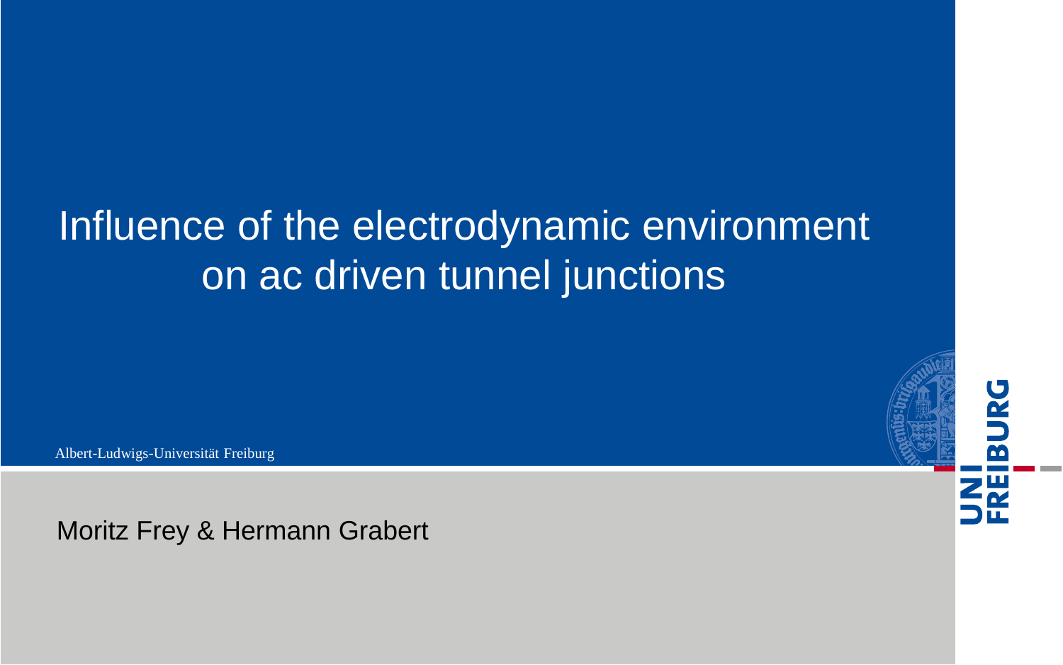# Influence of the electrodynamic environment on ac driven tunnel junctions

Albert-Ludwigs-Universität Freiburg

Moritz Frey & Hermann Grabert

UNI FREIBURG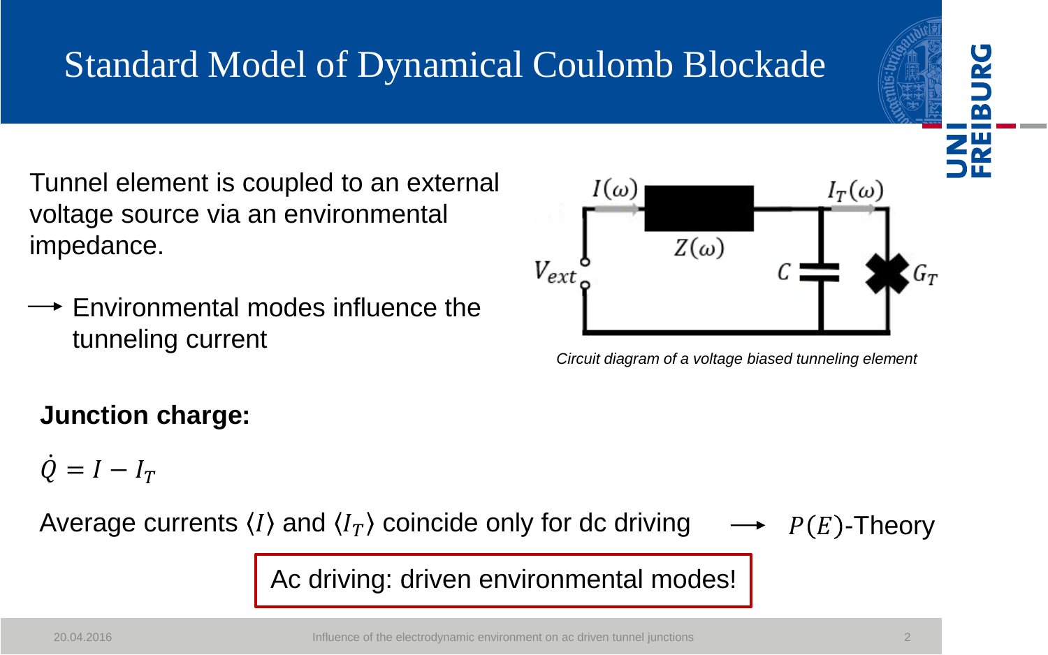# Standard Model of Dynamical Coulomb Blockade

Tunnel element is coupled to an external voltage source via an environmental impedance.

→ Environmental modes influence the tunneling current

*Circuit diagram of a voltage biased tunneling element*

**Junction charge:**

$$\dot{Q} = I - I_T$$

Average currents $\langle I \rangle$ and $\langle I_T \rangle$ coincide only for dc driving → $P(E)$-Theory

Ac driving: driven environmental modes!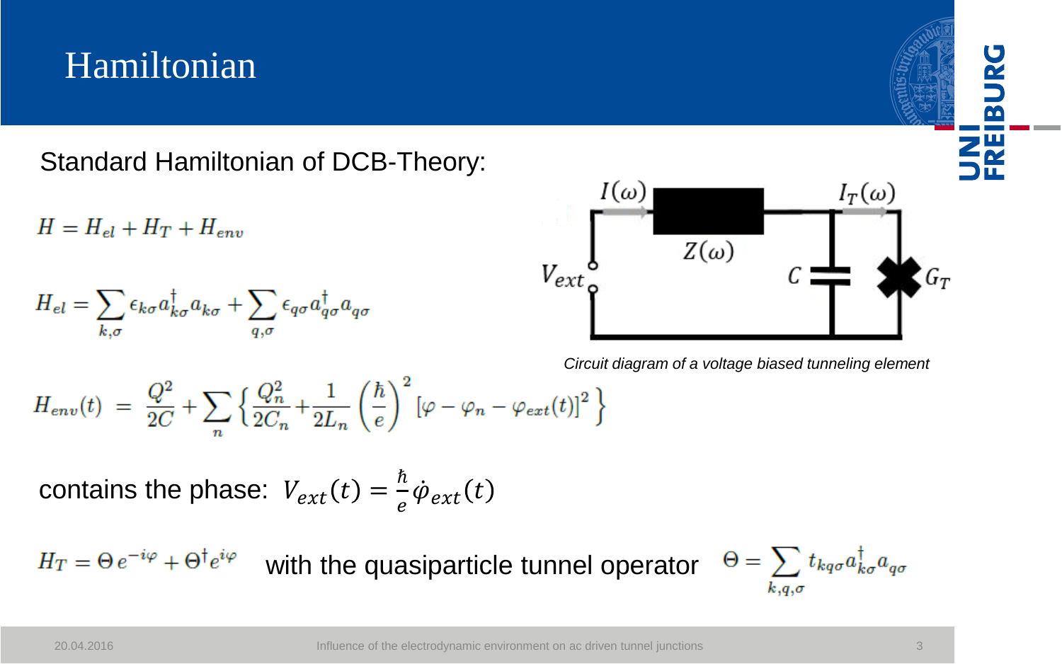# Hamiltonian

Standard Hamiltonian of DCB-Theory:

$$H = H_{el} + H_T + H_{env}$$

$$H_{el} = \sum_{k,\sigma} \epsilon_{k\sigma} a^\dagger_{k\sigma} a_{k\sigma} + \sum_{q,\sigma} \epsilon_{q\sigma} a^\dagger_{q\sigma} a_{q\sigma}$$

$$H_{env}(t) = \frac{Q^2}{2C} + \sum_n \left\{ \frac{Q_n^2}{2C_n} + \frac{1}{2L_n}\left(\frac{\hbar}{e}\right)^2 [\varphi - \varphi_n - \varphi_{ext}(t)]^2 \right\}$$

*Circuit diagram of a voltage biased tunneling element*

contains the phase: $V_{ext}(t) = \frac{\hbar}{e}\dot{\varphi}_{ext}(t)$

$H_T = \Theta\, e^{-i\varphi} + \Theta^\dagger e^{i\varphi}$ with the quasiparticle tunnel operator $\Theta = \sum_{k,q,\sigma} t_{kq\sigma} a^\dagger_{k\sigma} a_{q\sigma}$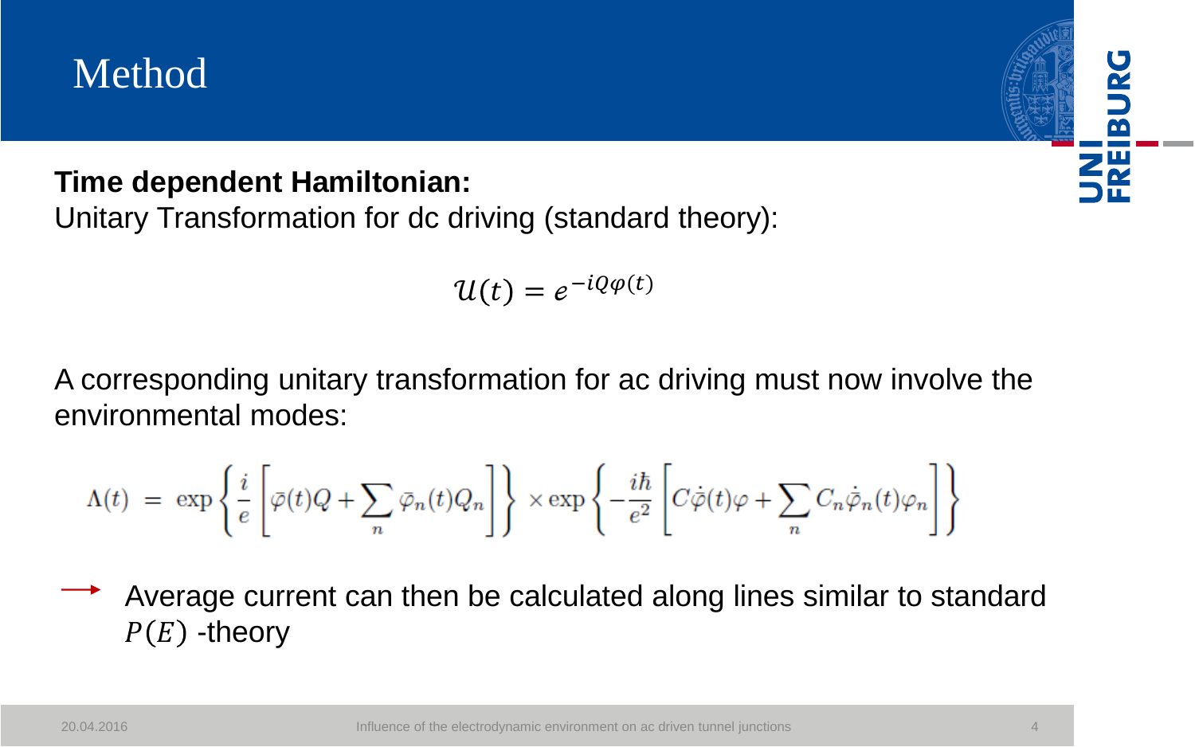# Method

**Time dependent Hamiltonian:**

Unitary Transformation for dc driving (standard theory):

$$\mathcal{U}(t) = e^{-iQ\varphi(t)}$$

A corresponding unitary transformation for ac driving must now involve the environmental modes:

$$\Lambda(t) \;=\; \exp\left\{\frac{i}{e}\left[\bar{\varphi}(t)Q + \sum_n \bar{\varphi}_n(t)Q_n\right]\right\} \times \exp\left\{-\frac{i\hbar}{e^2}\left[C\dot{\bar{\varphi}}(t)\varphi + \sum_n C_n\dot{\bar{\varphi}}_n(t)\varphi_n\right]\right\}$$

→ Average current can then be calculated along lines similar to standard $P(E)$ -theory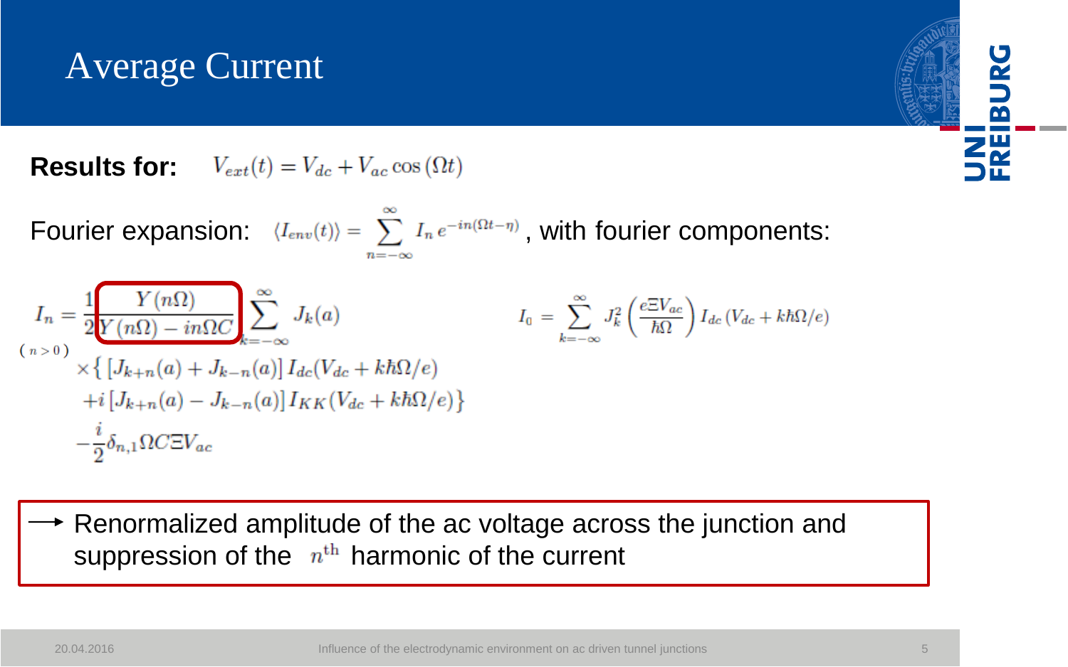# Average Current

**Results for:** $V_{ext}(t) = V_{dc} + V_{ac}\cos(\Omega t)$

Fourier expansion: $\langle I_{env}(t)\rangle = \sum_{n=-\infty}^{\infty} I_n \, e^{-in(\Omega t - \eta)}$, with fourier components:

$$
\underset{(n>0)}{I_n} = \frac{1}{2}\frac{Y(n\Omega)}{Y(n\Omega) - in\Omega C}\sum_{k=-\infty}^{\infty} J_k(a)
\times\left\{ \left[J_{k+n}(a) + J_{k-n}(a)\right] I_{dc}(V_{dc} + k\hbar\Omega/e)
+ i\left[J_{k+n}(a) - J_{k-n}(a)\right] I_{KK}(V_{dc} + k\hbar\Omega/e)\right\}
- \frac{i}{2}\delta_{n,1}\Omega C \Xi V_{ac}
$$

$$
I_0 = \sum_{k=-\infty}^{\infty} J_k^2\left(\frac{e\Xi V_{ac}}{\hbar\Omega}\right) I_{dc}\left(V_{dc} + k\hbar\Omega/e\right)
$$

→ Renormalized amplitude of the ac voltage across the junction and suppression of the $n^{\text{th}}$ harmonic of the current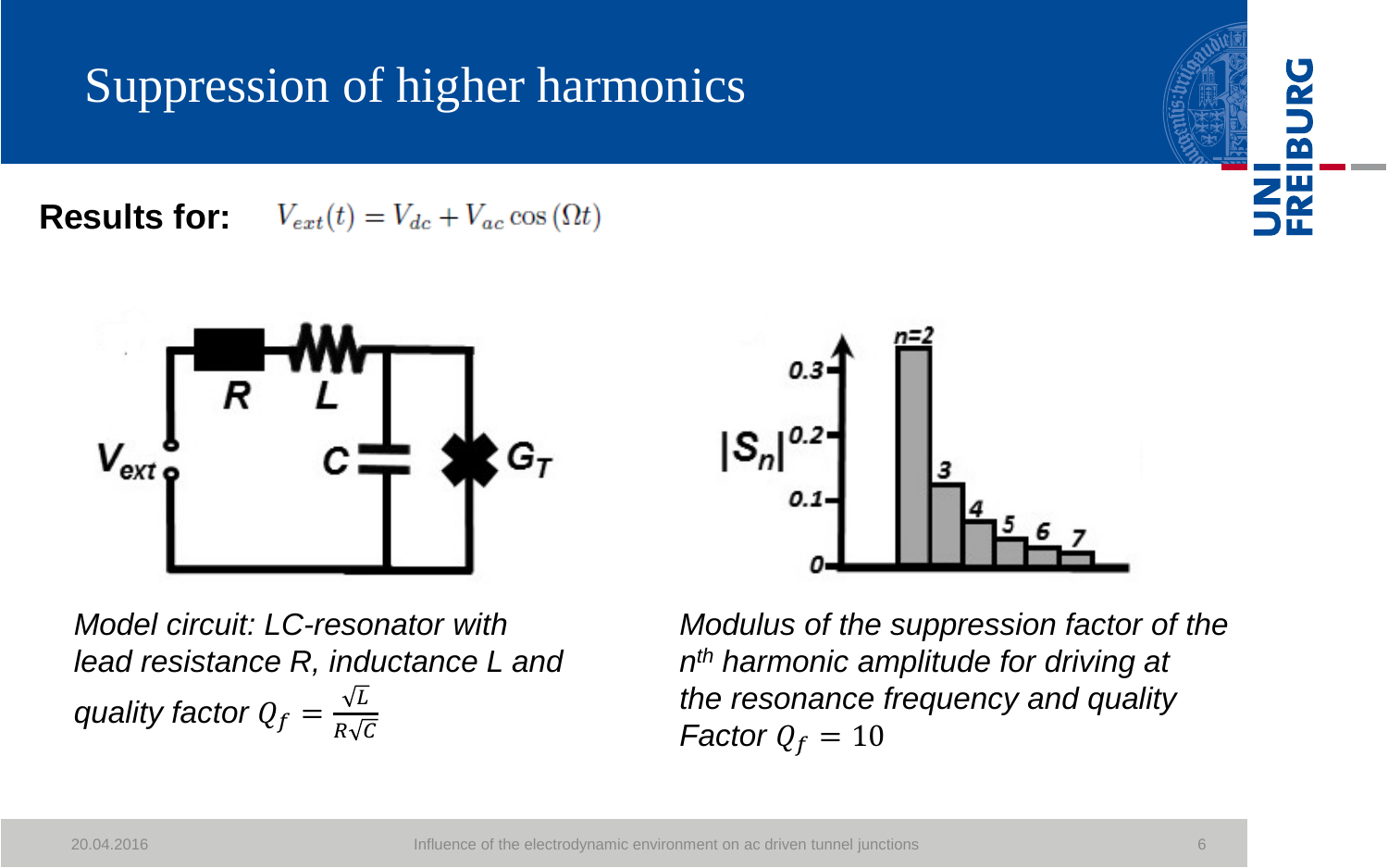# Suppression of higher harmonics

**Results for:** $V_{ext}(t) = V_{dc} + V_{ac}\cos(\Omega t)$

*Model circuit: LC-resonator with lead resistance R, inductance L and quality factor* $Q_f = \frac{\sqrt{L}}{R\sqrt{C}}$

*Modulus of the suppression factor of the* $n^{th}$ *harmonic amplitude for driving at the resonance frequency and quality Factor* $Q_f = 10$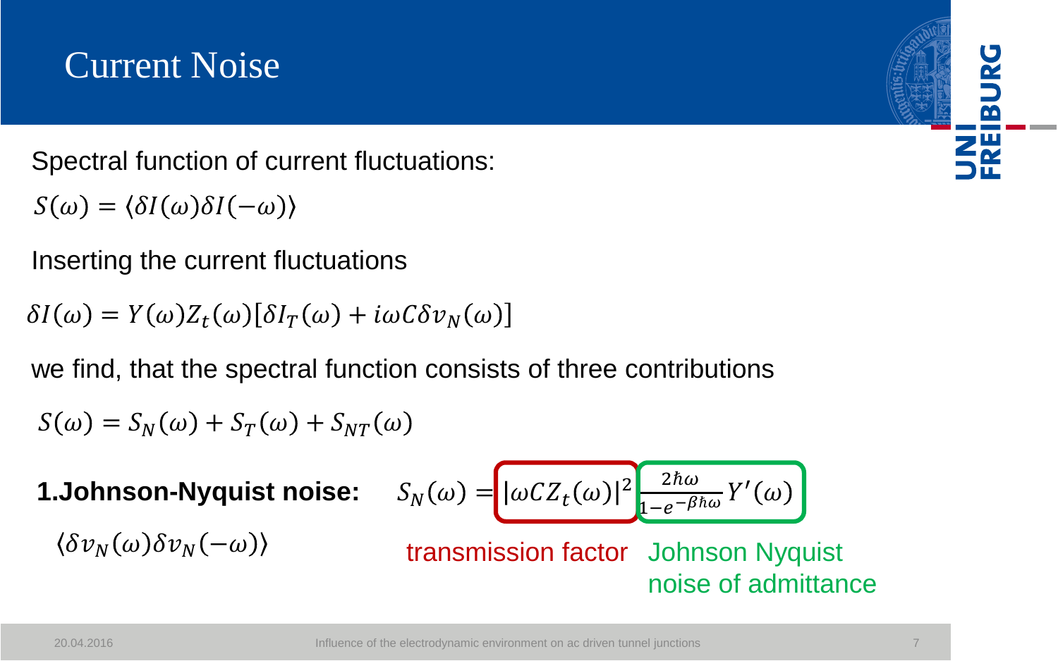# Current Noise

Spectral function of current fluctuations:

$$S(\omega) = \langle \delta I(\omega) \delta I(-\omega) \rangle$$

Inserting the current fluctuations

$$\delta I(\omega) = Y(\omega) Z_t(\omega) [\delta I_T(\omega) + i\omega C \delta v_N(\omega)]$$

we find, that the spectral function consists of three contributions

$$S(\omega) = S_N(\omega) + S_T(\omega) + S_{NT}(\omega)$$

**1.Johnson-Nyquist noise:**

$\langle \delta v_N(\omega) \delta v_N(-\omega) \rangle$

$$S_N(\omega) = |\omega C Z_t(\omega)|^2 \frac{2\hbar\omega}{1 - e^{-\beta\hbar\omega}} Y'(\omega)$$

transmission factor: $|\omega C Z_t(\omega)|^2$

Johnson Nyquist noise of admittance: $\frac{2\hbar\omega}{1 - e^{-\beta\hbar\omega}} Y'(\omega)$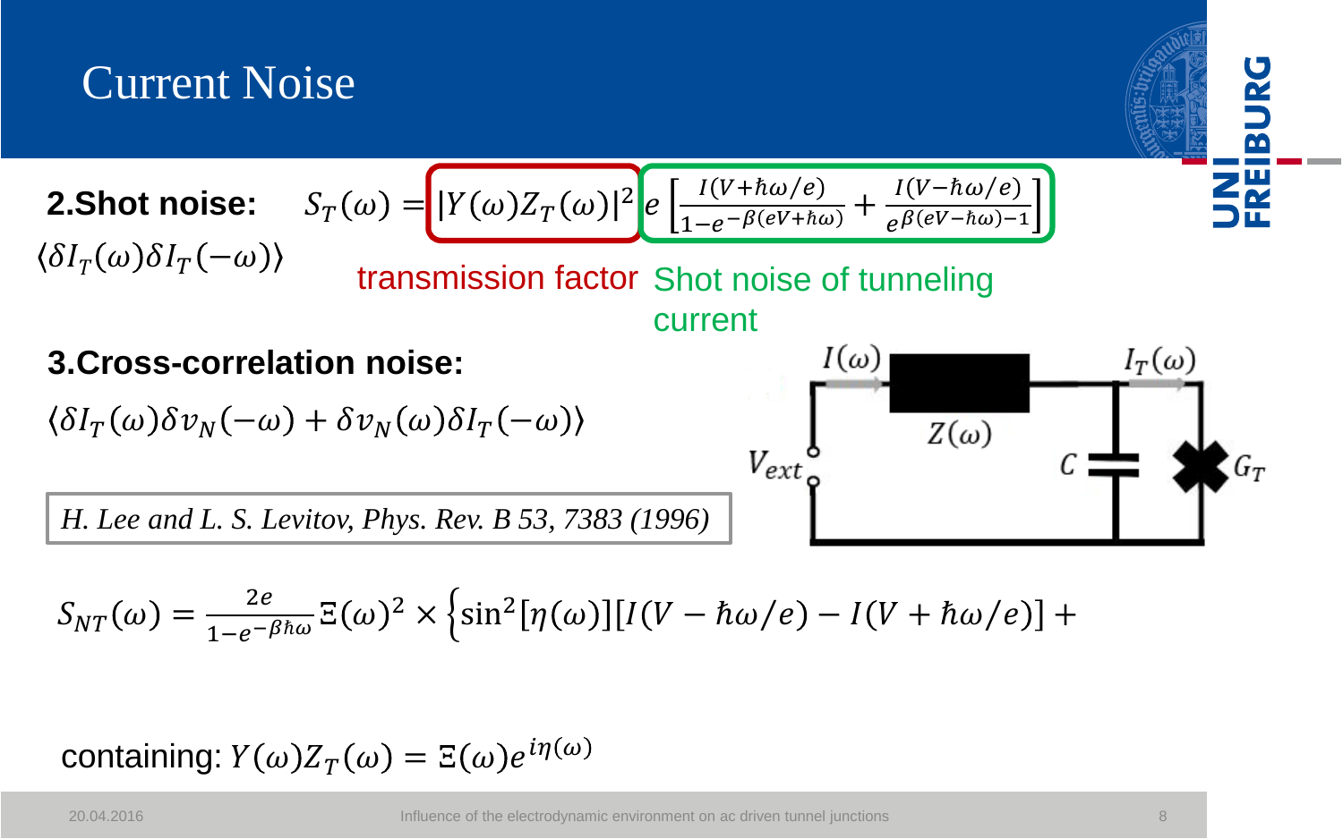# Current Noise

**2. Shot noise:** $S_T(\omega) = |Y(\omega)Z_T(\omega)|^2 e\left[\frac{I(V+\hbar\omega/e)}{1-e^{-\beta(eV+\hbar\omega)}} + \frac{I(V-\hbar\omega/e)}{e^{\beta(eV-\hbar\omega)}-1}\right]$

$\langle \delta I_T(\omega)\delta I_T(-\omega)\rangle$

transmission factor — Shot noise of tunneling current

**3. Cross-correlation noise:**

$\langle \delta I_T(\omega)\delta v_N(-\omega) + \delta v_N(\omega)\delta I_T(-\omega)\rangle$

*H. Lee and L. S. Levitov, Phys. Rev. B 53, 7383 (1996)*

$I(\omega)$, $Z(\omega)$, $I_T(\omega)$, $V_{ext}$, $C$, $G_T$

$$S_{NT}(\omega) = \frac{2e}{1-e^{-\beta\hbar\omega}}\Xi(\omega)^2 \times \left\{\sin^2[\eta(\omega)][I(V-\hbar\omega/e) - I(V+\hbar\omega/e)] + \right.$$

containing: $Y(\omega)Z_T(\omega) = \Xi(\omega)e^{i\eta(\omega)}$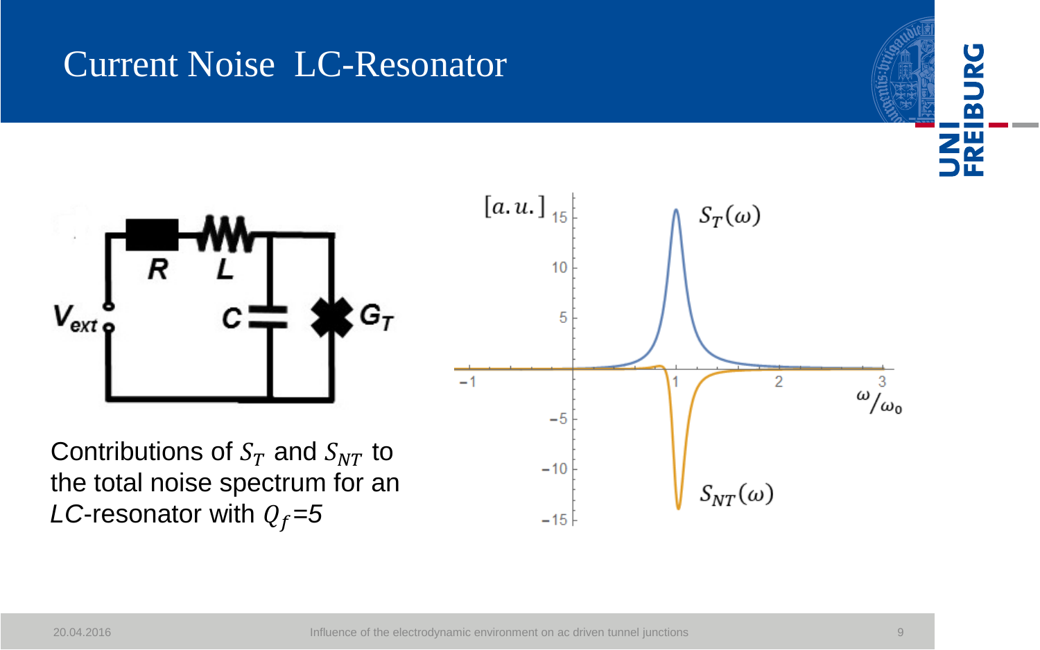# Current Noise LC-Resonator

Contributions of $S_T$ and $S_{NT}$ to the total noise spectrum for an *LC*-resonator with $Q_f$=5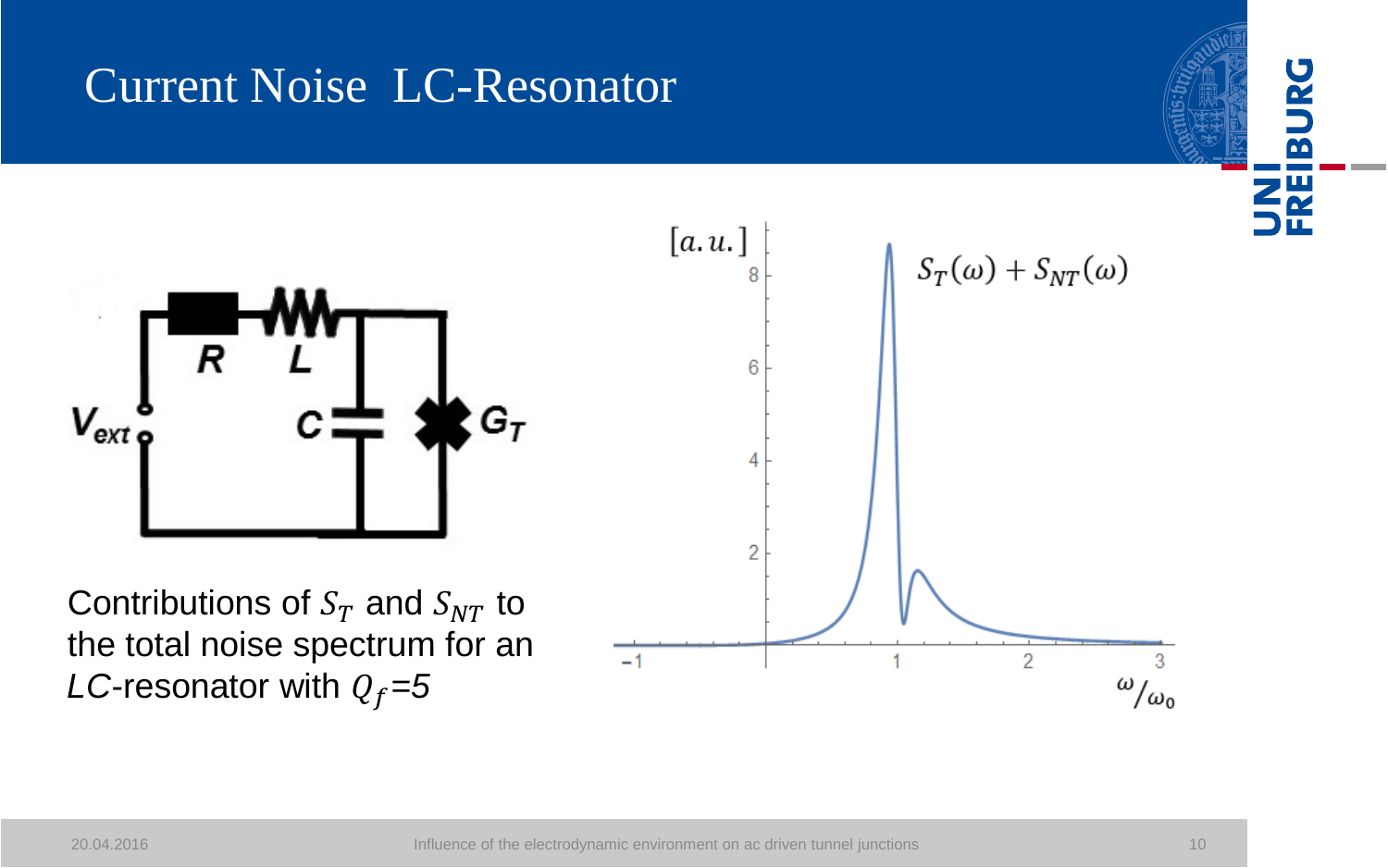# Current Noise LC-Resonator

Contributions of $S_T$ and $S_{NT}$ to the total noise spectrum for an *LC*-resonator with $Q_f$=5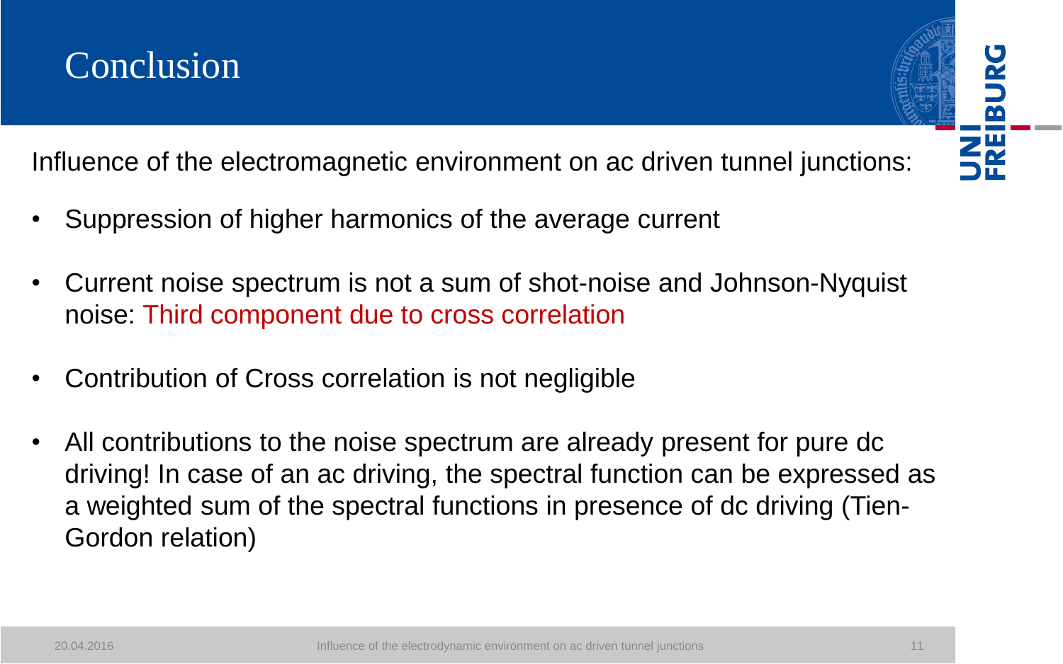# Conclusion

Influence of the electromagnetic environment on ac driven tunnel junctions:

- Suppression of higher harmonics of the average current
- Current noise spectrum is not a sum of shot-noise and Johnson-Nyquist noise: Third component due to cross correlation
- Contribution of Cross correlation is not negligible
- All contributions to the noise spectrum are already present for pure dc driving! In case of an ac driving, the spectral function can be expressed as a weighted sum of the spectral functions in presence of dc driving (Tien-Gordon relation)